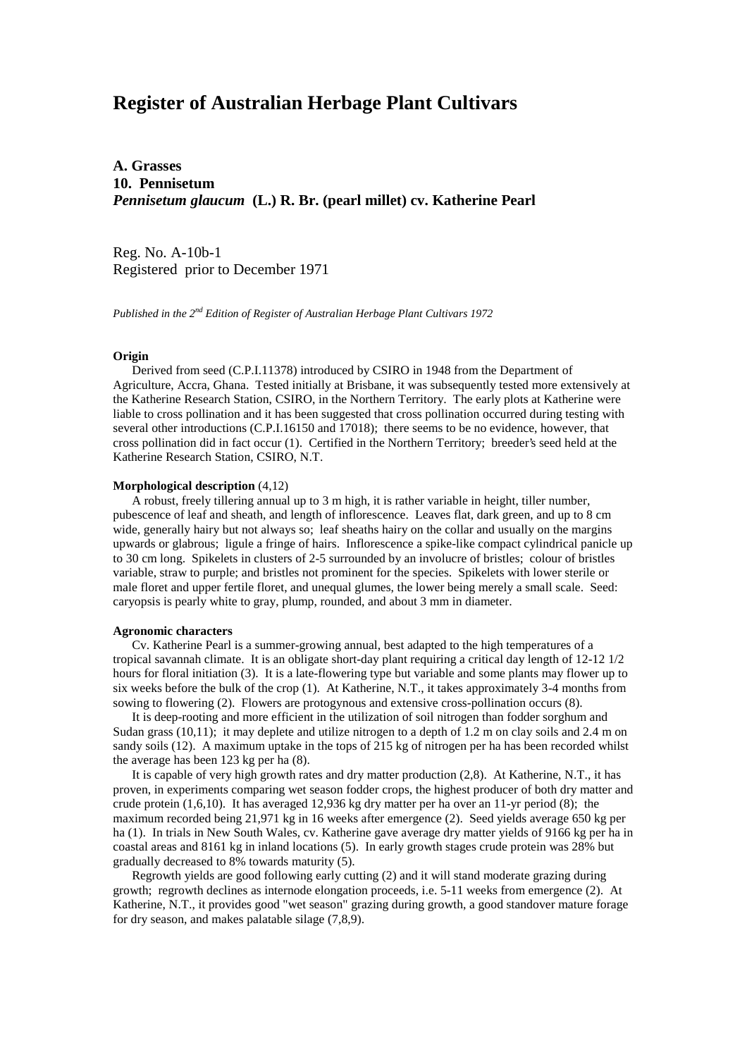# Register of Australian Herbage Plant Cultivars

## A. Grasses

## 10. Pennisetum

## *Pennisetum glaucum* (L.) R. Br. (pearl millet) cv. Katherine Pearl

Reg. No. A-10b-1
Registered prior to December 1971

*Published in the 2nd Edition of Register of Australian Herbage Plant Cultivars 1972*

**Origin**

Derived from seed (C.P.I.11378) introduced by CSIRO in 1948 from the Department of Agriculture, Accra, Ghana. Tested initially at Brisbane, it was subsequently tested more extensively at the Katherine Research Station, CSIRO, in the Northern Territory. The early plots at Katherine were liable to cross pollination and it has been suggested that cross pollination occurred during testing with several other introductions (C.P.I.16150 and 17018); there seems to be no evidence, however, that cross pollination did in fact occur (1). Certified in the Northern Territory; breeder's seed held at the Katherine Research Station, CSIRO, N.T.

**Morphological description** (4,12)

A robust, freely tillering annual up to 3 m high, it is rather variable in height, tiller number, pubescence of leaf and sheath, and length of inflorescence. Leaves flat, dark green, and up to 8 cm wide, generally hairy but not always so; leaf sheaths hairy on the collar and usually on the margins upwards or glabrous; ligule a fringe of hairs. Inflorescence a spike-like compact cylindrical panicle up to 30 cm long. Spikelets in clusters of 2-5 surrounded by an involucre of bristles; colour of bristles variable, straw to purple; and bristles not prominent for the species. Spikelets with lower sterile or male floret and upper fertile floret, and unequal glumes, the lower being merely a small scale. Seed: caryopsis is pearly white to gray, plump, rounded, and about 3 mm in diameter.

**Agronomic characters**

Cv. Katherine Pearl is a summer-growing annual, best adapted to the high temperatures of a tropical savannah climate. It is an obligate short-day plant requiring a critical day length of 12-12 1/2 hours for floral initiation (3). It is a late-flowering type but variable and some plants may flower up to six weeks before the bulk of the crop (1). At Katherine, N.T., it takes approximately 3-4 months from sowing to flowering (2). Flowers are protogynous and extensive cross-pollination occurs (8).

It is deep-rooting and more efficient in the utilization of soil nitrogen than fodder sorghum and Sudan grass (10,11); it may deplete and utilize nitrogen to a depth of 1.2 m on clay soils and 2.4 m on sandy soils (12). A maximum uptake in the tops of 215 kg of nitrogen per ha has been recorded whilst the average has been 123 kg per ha (8).

It is capable of very high growth rates and dry matter production (2,8). At Katherine, N.T., it has proven, in experiments comparing wet season fodder crops, the highest producer of both dry matter and crude protein (1,6,10). It has averaged 12,936 kg dry matter per ha over an 11-yr period (8); the maximum recorded being 21,971 kg in 16 weeks after emergence (2). Seed yields average 650 kg per ha (1). In trials in New South Wales, cv. Katherine gave average dry matter yields of 9166 kg per ha in coastal areas and 8161 kg in inland locations (5). In early growth stages crude protein was 28% but gradually decreased to 8% towards maturity (5).

Regrowth yields are good following early cutting (2) and it will stand moderate grazing during growth; regrowth declines as internode elongation proceeds, i.e. 5-11 weeks from emergence (2). At Katherine, N.T., it provides good "wet season" grazing during growth, a good standover mature forage for dry season, and makes palatable silage (7,8,9).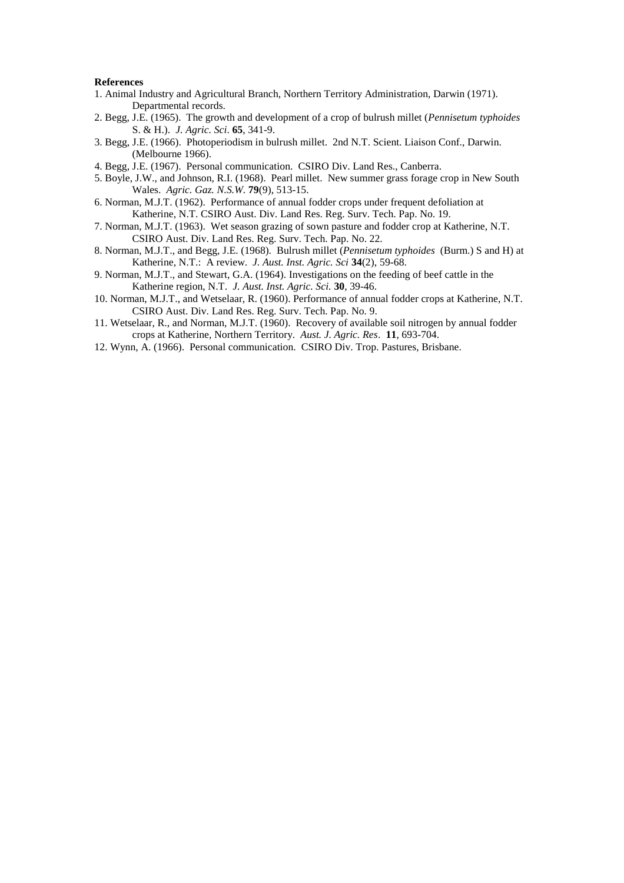**References**

1. Animal Industry and Agricultural Branch, Northern Territory Administration, Darwin (1971). Departmental records.
2. Begg, J.E. (1965). The growth and development of a crop of bulrush millet (*Pennisetum typhoides* S. & H.). *J. Agric. Sci*. **65**, 341-9.
3. Begg, J.E. (1966). Photoperiodism in bulrush millet. 2nd N.T. Scient. Liaison Conf., Darwin. (Melbourne 1966).
4. Begg, J.E. (1967). Personal communication. CSIRO Div. Land Res., Canberra.
5. Boyle, J.W., and Johnson, R.I. (1968). Pearl millet. New summer grass forage crop in New South Wales. *Agric. Gaz. N.S.W.* **79**(9), 513-15.
6. Norman, M.J.T. (1962). Performance of annual fodder crops under frequent defoliation at Katherine, N.T. CSIRO Aust. Div. Land Res. Reg. Surv. Tech. Pap. No. 19.
7. Norman, M.J.T. (1963). Wet season grazing of sown pasture and fodder crop at Katherine, N.T. CSIRO Aust. Div. Land Res. Reg. Surv. Tech. Pap. No. 22.
8. Norman, M.J.T., and Begg, J.E. (1968). Bulrush millet (*Pennisetum typhoides* (Burm.) S and H) at Katherine, N.T.: A review. *J. Aust. Inst. Agric. Sci* **34**(2), 59-68.
9. Norman, M.J.T., and Stewart, G.A. (1964). Investigations on the feeding of beef cattle in the Katherine region, N.T. *J. Aust. Inst. Agric. Sci.* **30**, 39-46.
10. Norman, M.J.T., and Wetselaar, R. (1960). Performance of annual fodder crops at Katherine, N.T. CSIRO Aust. Div. Land Res. Reg. Surv. Tech. Pap. No. 9.
11. Wetselaar, R., and Norman, M.J.T. (1960). Recovery of available soil nitrogen by annual fodder crops at Katherine, Northern Territory. *Aust. J. Agric. Res*. **11**, 693-704.
12. Wynn, A. (1966). Personal communication. CSIRO Div. Trop. Pastures, Brisbane.